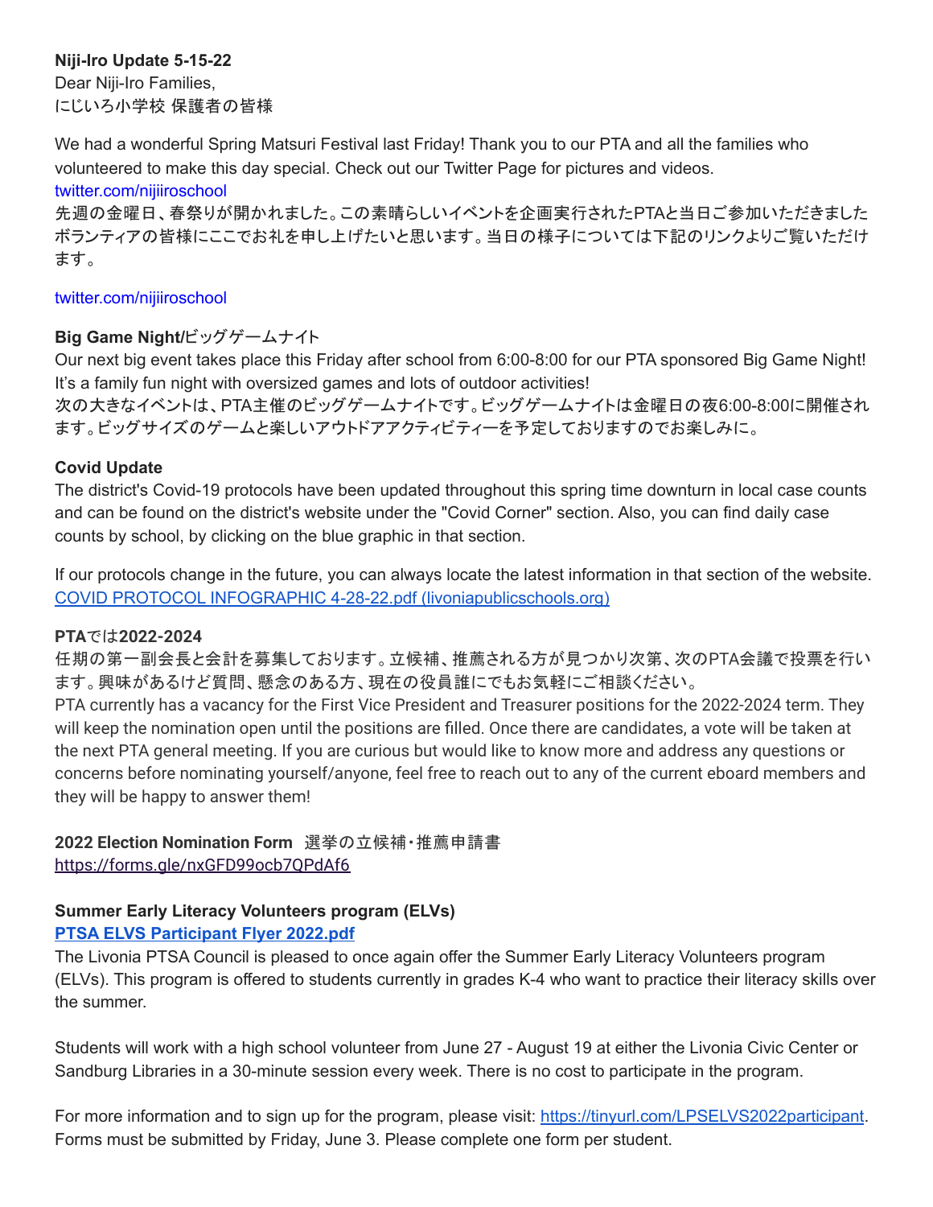**Niji-Iro Update 5-15-22**
Dear Niji-Iro Families,
にじいろ小学校 保護者の皆様

We had a wonderful Spring Matsuri Festival last Friday! Thank you to our PTA and all the families who volunteered to make this day special. Check out our Twitter Page for pictures and videos.
twitter.com/nijiiroschool
先週の金曜日、春祭りが開かれました。この素晴らしいイベントを企画実行されたPTAと当日ご参加いただきましたボランティアの皆様にここでお礼を申し上げたいと思います。当日の様子については下記のリンクよりご覧いただけます。

twitter.com/nijiiroschool

**Big Game Night/**ビッグゲームナイト
Our next big event takes place this Friday after school from 6:00-8:00 for our PTA sponsored Big Game Night! It's a family fun night with oversized games and lots of outdoor activities!
次の大きなイベントは、PTA主催のビッグゲームナイトです。ビッグゲームナイトは金曜日の夜6:00-8:00に開催されます。ビッグサイズのゲームと楽しいアウトドアアクティビティーを予定しておりますのでお楽しみに。

**Covid Update**
The district's Covid-19 protocols have been updated throughout this spring time downturn in local case counts and can be found on the district's website under the "Covid Corner" section. Also, you can find daily case counts by school, by clicking on the blue graphic in that section.

If our protocols change in the future, you can always locate the latest information in that section of the website.
[COVID PROTOCOL INFOGRAPHIC 4-28-22.pdf (livoniapublicschools.org)]

**PTAでは2022-2024**
任期の第一副会長と会計を募集しております。立候補、推薦される方が見つかり次第、次のPTA会議で投票を行います。興味があるけど質問、懸念のある方、現在の役員誰にでもお気軽にご相談ください。
PTA currently has a vacancy for the First Vice President and Treasurer positions for the 2022-2024 term. They will keep the nomination open until the positions are filled. Once there are candidates, a vote will be taken at the next PTA general meeting. If you are curious but would like to know more and address any questions or concerns before nominating yourself/anyone, feel free to reach out to any of the current eboard members and they will be happy to answer them!

**2022 Election Nomination Form** 選挙の立候補・推薦申請書
https://forms.gle/nxGFD99ocb7QPdAf6

**Summer Early Literacy Volunteers program (ELVs)**
**PTSA ELVS Participant Flyer 2022.pdf**
The Livonia PTSA Council is pleased to once again offer the Summer Early Literacy Volunteers program (ELVs). This program is offered to students currently in grades K-4 who want to practice their literacy skills over the summer.

Students will work with a high school volunteer from June 27 - August 19 at either the Livonia Civic Center or Sandburg Libraries in a 30-minute session every week. There is no cost to participate in the program.

For more information and to sign up for the program, please visit: https://tinyurl.com/LPSELVS2022participant. Forms must be submitted by Friday, June 3. Please complete one form per student.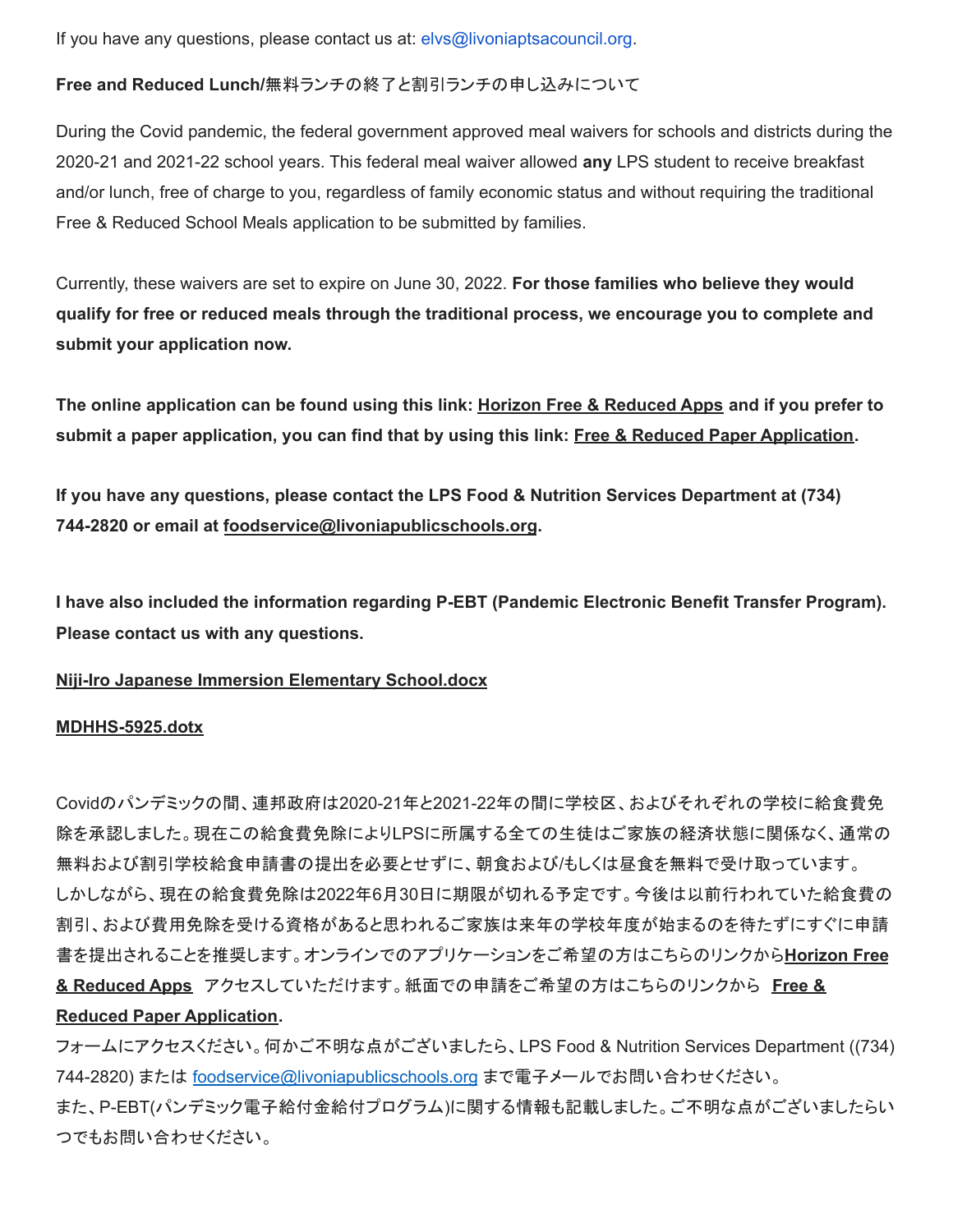If you have any questions, please contact us at: elvs@livoniaptsacouncil.org.

**Free and Reduced Lunch/**無料ランチの終了と割引ランチの申し込みについて

During the Covid pandemic, the federal government approved meal waivers for schools and districts during the 2020-21 and 2021-22 school years. This federal meal waiver allowed **any** LPS student to receive breakfast and/or lunch, free of charge to you, regardless of family economic status and without requiring the traditional Free & Reduced School Meals application to be submitted by families.

Currently, these waivers are set to expire on June 30, 2022. **For those families who believe they would qualify for free or reduced meals through the traditional process, we encourage you to complete and submit your application now.**

**The online application can be found using this link: Horizon Free & Reduced Apps and if you prefer to submit a paper application, you can find that by using this link: Free & Reduced Paper Application.**

**If you have any questions, please contact the LPS Food & Nutrition Services Department at (734) 744-2820 or email at foodservice@livoniapublicschools.org.**

**I have also included the information regarding P-EBT (Pandemic Electronic Benefit Transfer Program). Please contact us with any questions.**

**Niji-Iro Japanese Immersion Elementary School.docx**

**MDHHS-5925.dotx**

Covidのパンデミックの間、連邦政府は2020-21年と2021-22年の間に学校区、およびそれぞれの学校に給食費免除を承認しました。現在この給食費免除によりLPSに所属する全ての生徒はご家族の経済状態に関係なく、通常の無料および割引学校給食申請書の提出を必要とせずに、朝食および/もしくは昼食を無料で受け取っています。しかしながら、現在の給食費免除は2022年6月30日に期限が切れる予定です。今後は以前行われていた給食費の割引、および費用免除を受ける資格があると思われるご家族は来年の学校年度が始まるのを待たずにすぐに申請書を提出されることを推奨します。オンラインでのアプリケーションをご希望の方はこちらのリンクから**Horizon Free & Reduced Apps** アクセスしていただけます。紙面での申請をご希望の方はこちらのリンクから **Free & Reduced Paper Application.**
フォームにアクセスください。何かご不明な点がございましたら、LPS Food & Nutrition Services Department ((734) 744-2820) または foodservice@livoniapublicschools.org まで電子メールでお問い合わせください。
また、P-EBT(パンデミック電子給付金給付プログラム)に関する情報も記載しました。ご不明な点がございましたらいつでもお問い合わせください。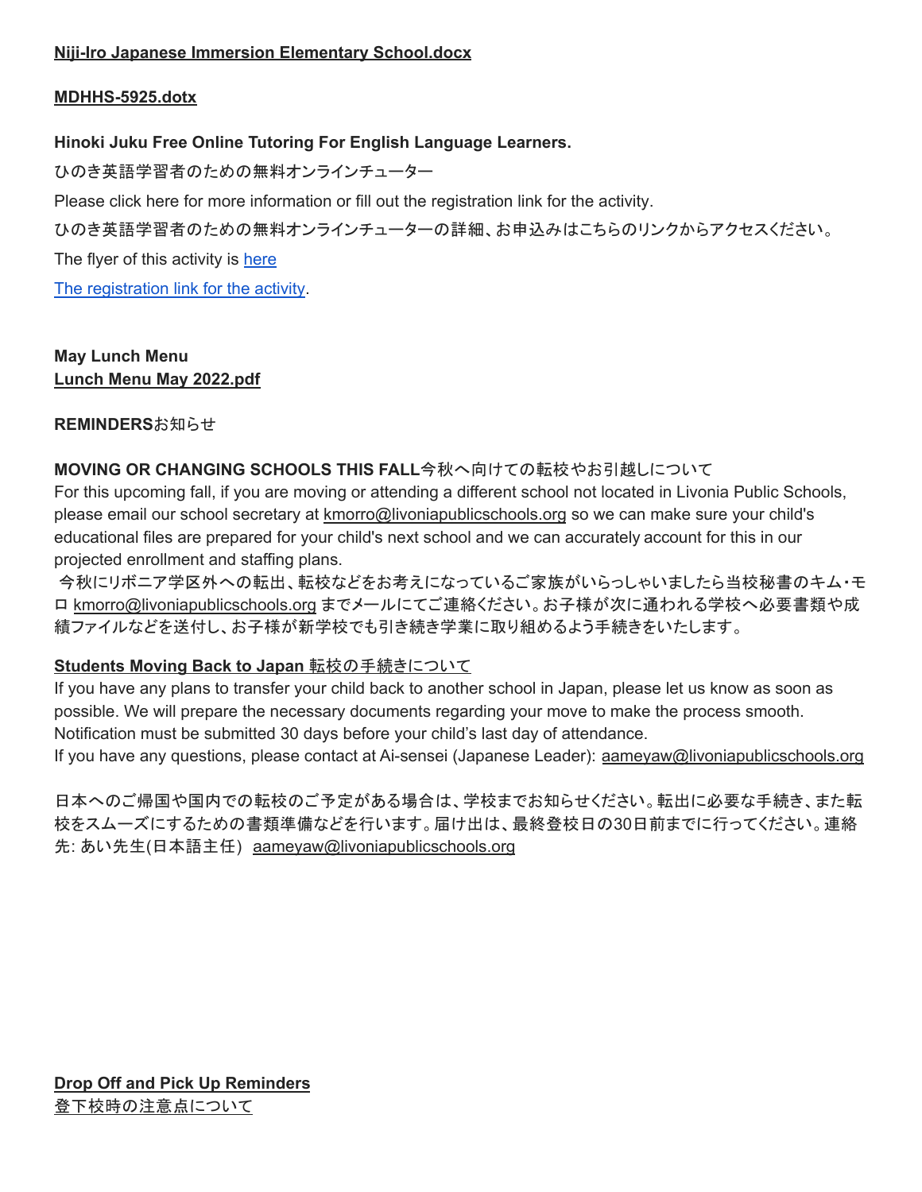**Niji-Iro Japanese Immersion Elementary School.docx**

**MDHHS-5925.dotx**

**Hinoki Juku Free Online Tutoring For English Language Learners.**

ひのき英語学習者のための無料オンラインチューター

Please click here for more information or fill out the registration link for the activity.

ひのき英語学習者のための無料オンラインチューターの詳細、お申込みはこちらのリンクからアクセスください。

The flyer of this activity is here

The registration link for the activity.

**May Lunch Menu**
**Lunch Menu May 2022.pdf**

**REMINDERS**お知らせ

**MOVING OR CHANGING SCHOOLS THIS FALL**今秋へ向けての転校やお引越しについて
For this upcoming fall, if you are moving or attending a different school not located in Livonia Public Schools, please email our school secretary at kmorro@livoniapublicschools.org so we can make sure your child's educational files are prepared for your child's next school and we can accurately account for this in our projected enrollment and staffing plans.
今秋にリボニア学区外への転出、転校などをお考えになっているご家族がいらっしゃいましたら当校秘書のキム・モロ kmorro@livoniapublicschools.org までメールにてご連絡ください。お子様が次に通われる学校へ必要書類や成績ファイルなどを送付し、お子様が新学校でも引き続き学業に取り組めるよう手続きをいたします。

**Students Moving Back to Japan** 転校の手続きについて
If you have any plans to transfer your child back to another school in Japan, please let us know as soon as possible. We will prepare the necessary documents regarding your move to make the process smooth. Notification must be submitted 30 days before your child's last day of attendance.
If you have any questions, please contact at Ai-sensei (Japanese Leader): aameyaw@livoniapublicschools.org

日本へのご帰国や国内での転校のご予定がある場合は、学校までお知らせください。転出に必要な手続き、また転校をスムーズにするための書類準備などを行います。届け出は、最終登校日の30日前までに行ってください。連絡先: あい先生(日本語主任) aameyaw@livoniapublicschools.org

**Drop Off and Pick Up Reminders**
登下校時の注意点について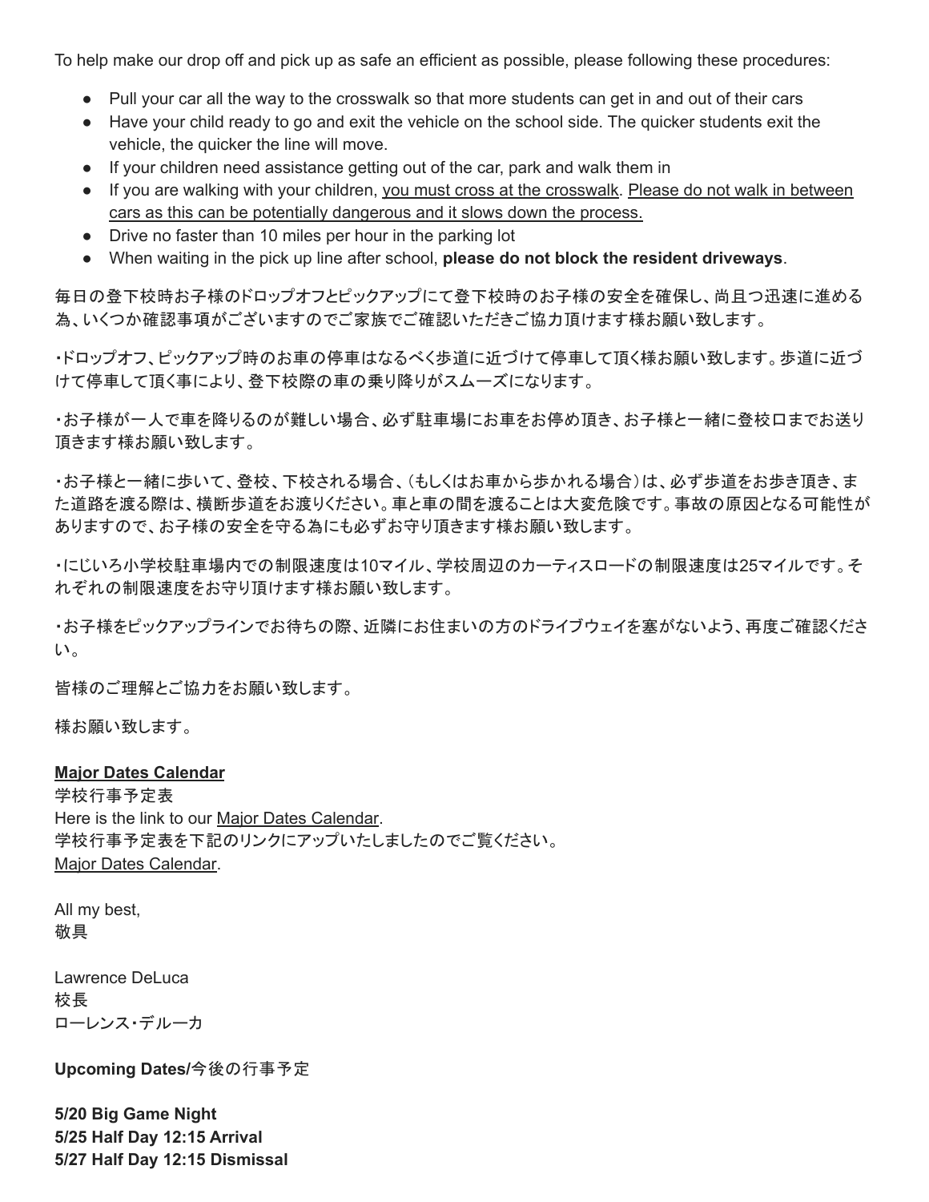To help make our drop off and pick up as safe an efficient as possible, please following these procedures:

- Pull your car all the way to the crosswalk so that more students can get in and out of their cars
- Have your child ready to go and exit the vehicle on the school side. The quicker students exit the vehicle, the quicker the line will move.
- If your children need assistance getting out of the car, park and walk them in
- If you are walking with your children, you must cross at the crosswalk. Please do not walk in between cars as this can be potentially dangerous and it slows down the process.
- Drive no faster than 10 miles per hour in the parking lot
- When waiting in the pick up line after school, **please do not block the resident driveways**.

毎日の登下校時お子様のドロップオフとピックアップにて登下校時のお子様の安全を確保し、尚且つ迅速に進める為、いくつか確認事項がございますのでご家族でご確認いただきご協力頂けます様お願い致します。

・ドロップオフ、ピックアップ時のお車の停車はなるべく歩道に近づけて停車して頂く様お願い致します。歩道に近づけて停車して頂く事により、登下校際の車の乗り降りがスムーズになります。

・お子様が一人で車を降りるのが難しい場合、必ず駐車場にお車をお停め頂き、お子様と一緒に登校口までお送り頂きます様お願い致します。

・お子様と一緒に歩いて、登校、下校される場合、（もしくはお車から歩かれる場合）は、必ず歩道をお歩き頂き、また道路を渡る際は、横断歩道をお渡りください。車と車の間を渡ることは大変危険です。事故の原因となる可能性がありますので、お子様の安全を守る為にも必ずお守り頂きます様お願い致します。

・にじいろ小学校駐車場内での制限速度は10マイル、学校周辺のカーティスロードの制限速度は25マイルです。それぞれの制限速度をお守り頂けます様お願い致します。

・お子様をピックアップラインでお待ちの際、近隣にお住まいの方のドライブウェイを塞がないよう、再度ご確認ください。

皆様のご理解とご協力をお願い致します。

様お願い致します。

**Major Dates Calendar**
学校行事予定表
Here is the link to our Major Dates Calendar.
学校行事予定表を下記のリンクにアップいたしましたのでご覧ください。
Major Dates Calendar.

All my best,
敬具

Lawrence DeLuca
校長
ローレンス・デルーカ

**Upcoming Dates/**今後の行事予定

**5/20 Big Game Night**
**5/25 Half Day 12:15 Arrival**
**5/27 Half Day 12:15 Dismissal**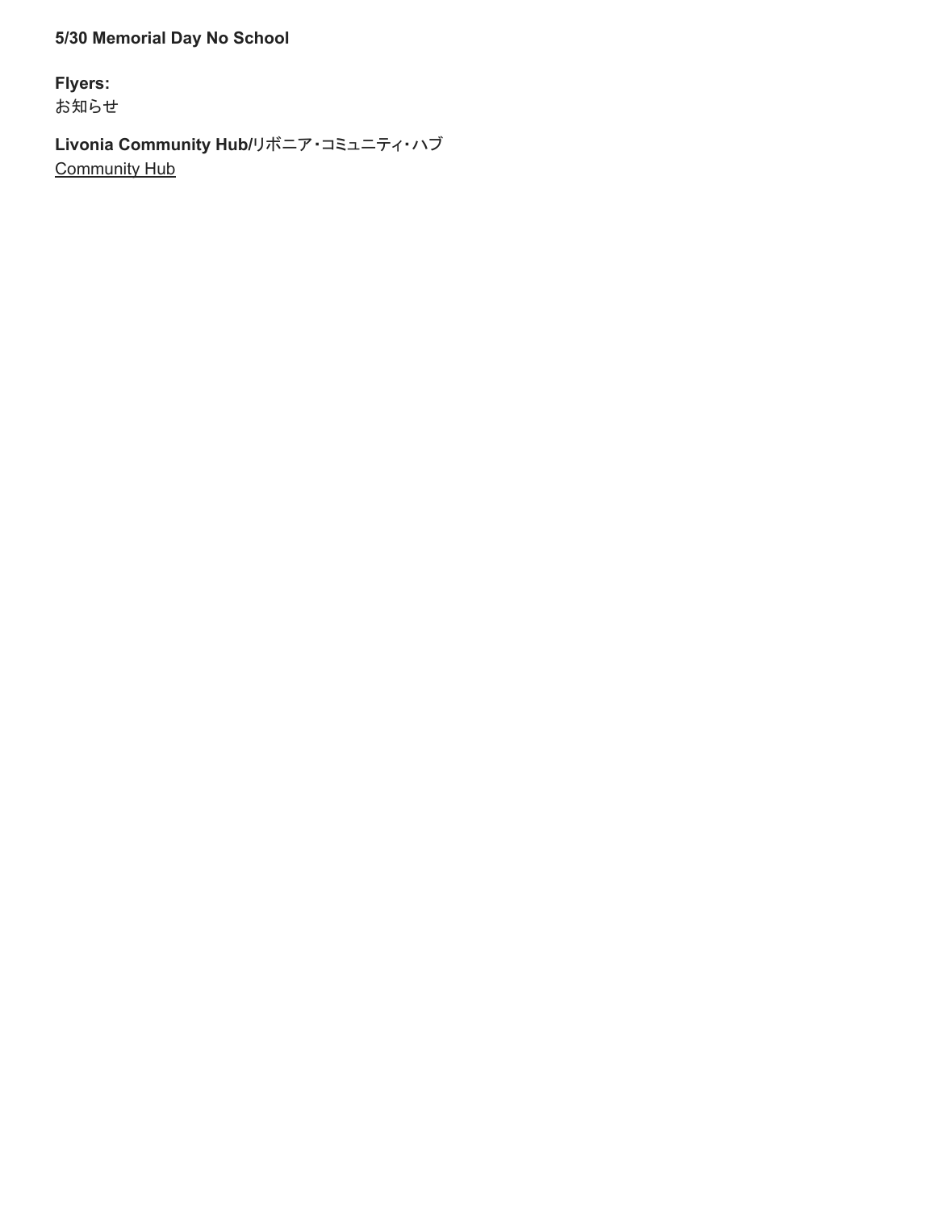**5/30 Memorial Day No School**

**Flyers:**
お知らせ

**Livonia Community Hub/**リボニア・コミュニティ・ハブ
Community Hub